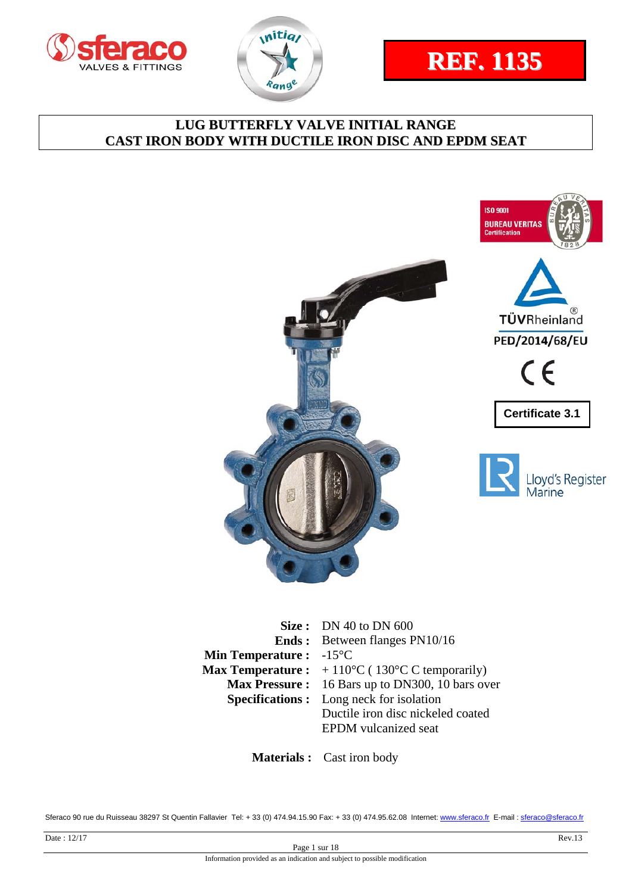**REF. 1135**

# LUG BUTTERFLY VALVE INITIAL RANGE
# CAST IRON BODY WITH DUCTILE IRON DISC AND EPDM SEAT

ISO 9001 BUREAU VERITAS Certification

TÜVRheinland PED/2014/68/EU

CE

Certificate 3.1

Lloyd's Register Marine

| | |
|---|---|
| **Size :** | DN 40 to DN 600 |
| **Ends :** | Between flanges PN10/16 |
| **Min Temperature :** | -15°C |
| **Max Temperature :** | + 110°C ( 130°C C temporarily) |
| **Max Pressure :** | 16 Bars up to DN300, 10 bars over |
| **Specifications :** | Long neck for isolation<br>Ductile iron disc nickeled coated<br>EPDM vulcanized seat |

**Materials :** Cast iron body

Sferaco 90 rue du Ruisseau 38297 St Quentin Fallavier Tel: + 33 (0) 474.94.15.90 Fax: + 33 (0) 474.95.62.08 Internet: www.sferaco.fr E-mail : sferaco@sferaco.fr

Date : 12/17 Rev.13

Information provided as an indication and subject to possible modification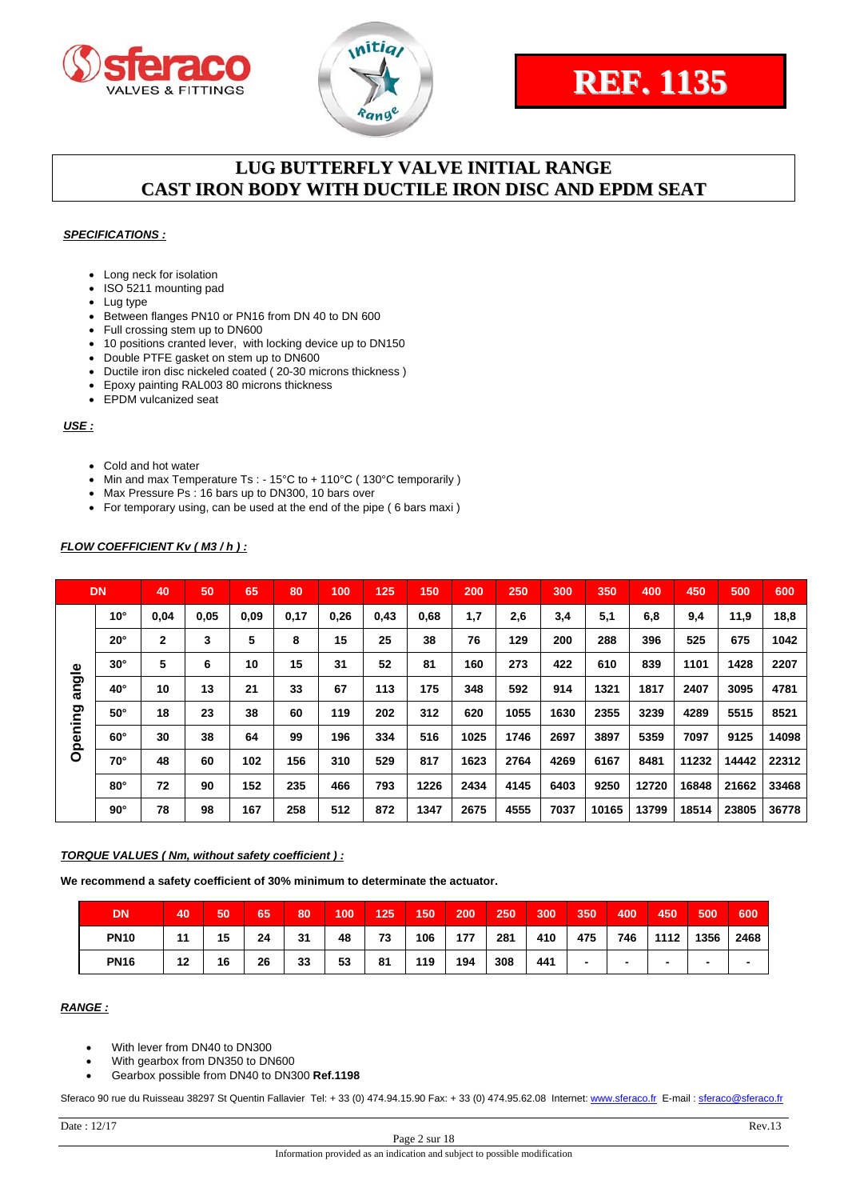**REF. 1135**

# LUG BUTTERFLY VALVE INITIAL RANGE
# CAST IRON BODY WITH DUCTILE IRON DISC AND EPDM SEAT

***SPECIFICATIONS :***

- Long neck for isolation
- ISO 5211 mounting pad
- Lug type
- Between flanges PN10 or PN16 from DN 40 to DN 600
- Full crossing stem up to DN600
- 10 positions cranted lever, with locking device up to DN150
- Double PTFE gasket on stem up to DN600
- Ductile iron disc nickeled coated ( 20-30 microns thickness )
- Epoxy painting RAL003 80 microns thickness
- EPDM vulcanized seat

***USE :***

- Cold and hot water
- Min and max Temperature Ts : - 15°C to + 110°C ( 130°C temporarily )
- Max Pressure Ps : 16 bars up to DN300, 10 bars over
- For temporary using, can be used at the end of the pipe ( 6 bars maxi )

***FLOW COEFFICIENT Kv ( M3 / h ) :***

| DN | | 40 | 50 | 65 | 80 | 100 | 125 | 150 | 200 | 250 | 300 | 350 | 400 | 450 | 500 | 600 |
|---|---|---|---|---|---|---|---|---|---|---|---|---|---|---|---|---|
| Opening angle | 10° | 0,04 | 0,05 | 0,09 | 0,17 | 0,26 | 0,43 | 0,68 | 1,7 | 2,6 | 3,4 | 5,1 | 6,8 | 9,4 | 11,9 | 18,8 |
| | 20° | 2 | 3 | 5 | 8 | 15 | 25 | 38 | 76 | 129 | 200 | 288 | 396 | 525 | 675 | 1042 |
| | 30° | 5 | 6 | 10 | 15 | 31 | 52 | 81 | 160 | 273 | 422 | 610 | 839 | 1101 | 1428 | 2207 |
| | 40° | 10 | 13 | 21 | 33 | 67 | 113 | 175 | 348 | 592 | 914 | 1321 | 1817 | 2407 | 3095 | 4781 |
| | 50° | 18 | 23 | 38 | 60 | 119 | 202 | 312 | 620 | 1055 | 1630 | 2355 | 3239 | 4289 | 5515 | 8521 |
| | 60° | 30 | 38 | 64 | 99 | 196 | 334 | 516 | 1025 | 1746 | 2697 | 3897 | 5359 | 7097 | 9125 | 14098 |
| | 70° | 48 | 60 | 102 | 156 | 310 | 529 | 817 | 1623 | 2764 | 4269 | 6167 | 8481 | 11232 | 14442 | 22312 |
| | 80° | 72 | 90 | 152 | 235 | 466 | 793 | 1226 | 2434 | 4145 | 6403 | 9250 | 12720 | 16848 | 21662 | 33468 |
| | 90° | 78 | 98 | 167 | 258 | 512 | 872 | 1347 | 2675 | 4555 | 7037 | 10165 | 13799 | 18514 | 23805 | 36778 |

***TORQUE VALUES ( Nm, without safety coefficient ) :***

**We recommend a safety coefficient of 30% minimum to determinate the actuator.**

| DN | 40 | 50 | 65 | 80 | 100 | 125 | 150 | 200 | 250 | 300 | 350 | 400 | 450 | 500 | 600 |
|---|---|---|---|---|---|---|---|---|---|---|---|---|---|---|---|
| PN10 | 11 | 15 | 24 | 31 | 48 | 73 | 106 | 177 | 281 | 410 | 475 | 746 | 1112 | 1356 | 2468 |
| PN16 | 12 | 16 | 26 | 33 | 53 | 81 | 119 | 194 | 308 | 441 | - | - | - | - | - |

***RANGE :***

- With lever from DN40 to DN300
- With gearbox from DN350 to DN600
- Gearbox possible from DN40 to DN300 **Ref.1198**

Sferaco 90 rue du Ruisseau 38297 St Quentin Fallavier Tel: + 33 (0) 474.94.15.90 Fax: + 33 (0) 474.95.62.08 Internet: www.sferaco.fr E-mail : sferaco@sferaco.fr

Date : 12/17 Rev.13

Information provided as an indication and subject to possible modification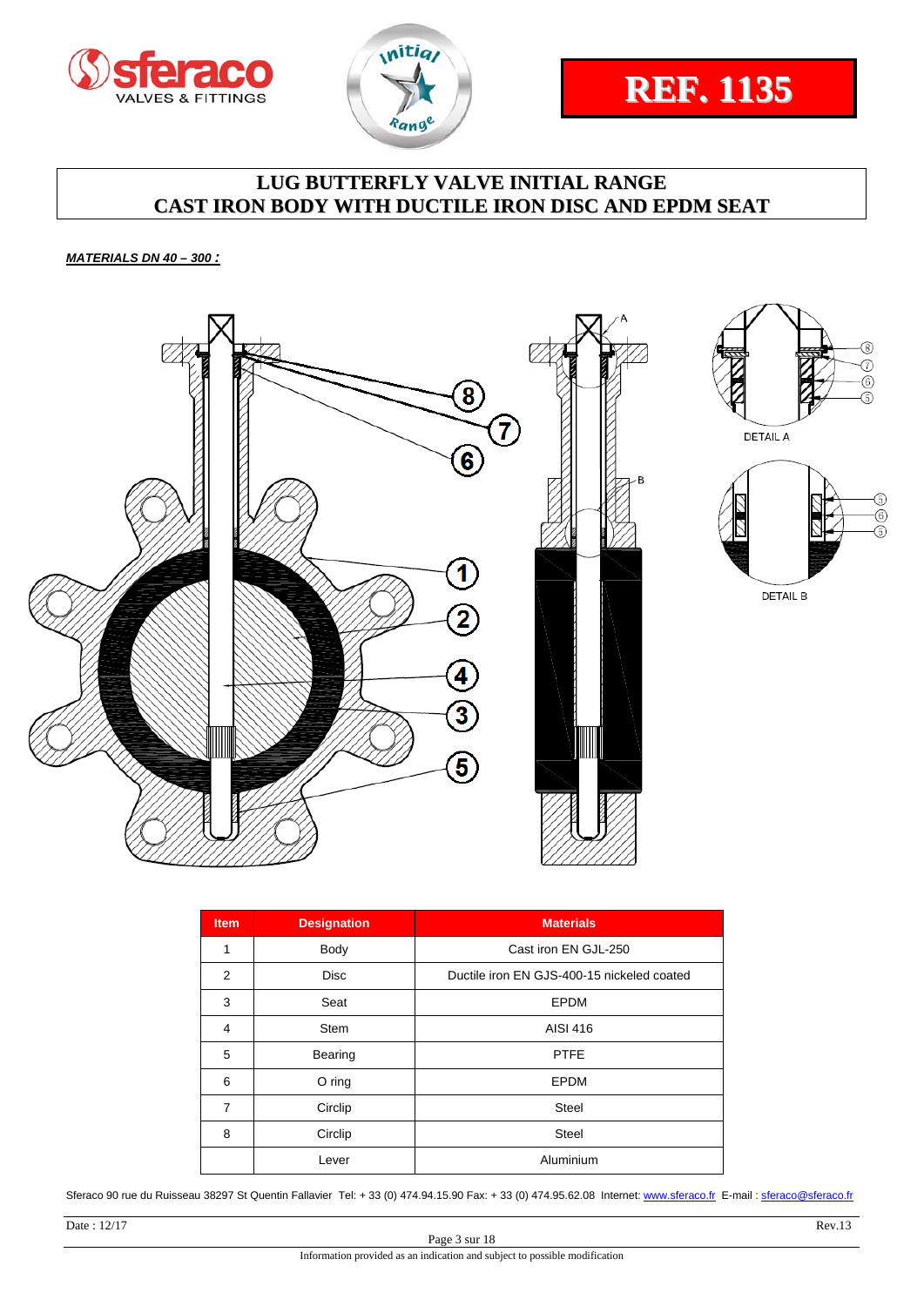REF. 1135

# LUG BUTTERFLY VALVE INITIAL RANGE
# CAST IRON BODY WITH DUCTILE IRON DISC AND EPDM SEAT

***MATERIALS DN 40 – 300 :***

DETAIL A

DETAIL B

| Item | Designation | Materials |
|---|---|---|
| 1 | Body | Cast iron EN GJL-250 |
| 2 | Disc | Ductile iron EN GJS-400-15 nickeled coated |
| 3 | Seat | EPDM |
| 4 | Stem | AISI 416 |
| 5 | Bearing | PTFE |
| 6 | O ring | EPDM |
| 7 | Circlip | Steel |
| 8 | Circlip | Steel |
| | Lever | Aluminium |

Sferaco 90 rue du Ruisseau 38297 St Quentin Fallavier Tel: + 33 (0) 474.94.15.90 Fax: + 33 (0) 474.95.62.08 Internet: www.sferaco.fr E-mail : sferaco@sferaco.fr

Date : 12/17 Rev.13

Information provided as an indication and subject to possible modification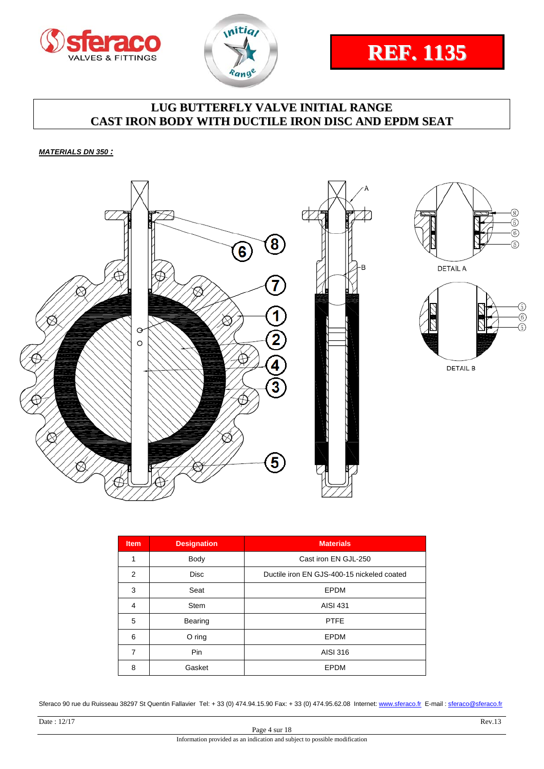REF. 1135

# LUG BUTTERFLY VALVE INITIAL RANGE
# CAST IRON BODY WITH DUCTILE IRON DISC AND EPDM SEAT

***MATERIALS DN 350 :***

DETAIL A

DETAIL B

| Item | Designation | Materials |
|---|---|---|
| 1 | Body | Cast iron EN GJL-250 |
| 2 | Disc | Ductile iron EN GJS-400-15 nickeled coated |
| 3 | Seat | EPDM |
| 4 | Stem | AISI 431 |
| 5 | Bearing | PTFE |
| 6 | O ring | EPDM |
| 7 | Pin | AISI 316 |
| 8 | Gasket | EPDM |

Sferaco 90 rue du Ruisseau 38297 St Quentin Fallavier Tel: + 33 (0) 474.94.15.90 Fax: + 33 (0) 474.95.62.08 Internet: www.sferaco.fr E-mail : sferaco@sferaco.fr

Date : 12/17 Rev.13

Information provided as an indication and subject to possible modification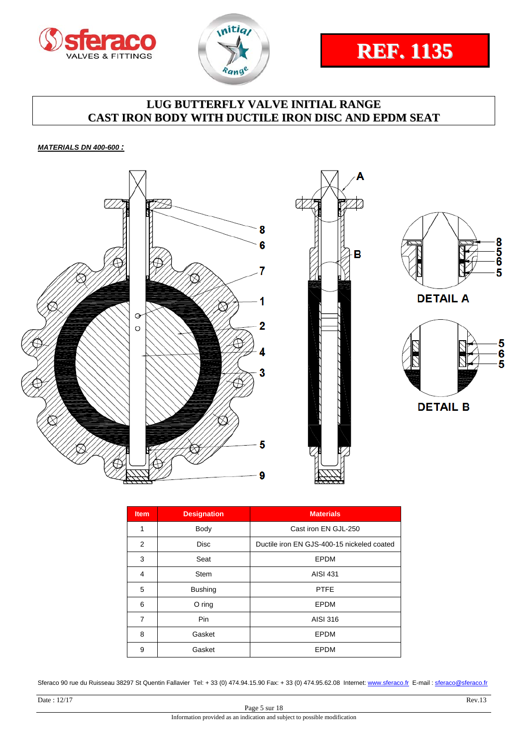REF. 1135

# LUG BUTTERFLY VALVE INITIAL RANGE
# CAST IRON BODY WITH DUCTILE IRON DISC AND EPDM SEAT

***MATERIALS DN 400-600 :***

A

B

8
6
7
1
2
4
3
5
9

8
5
6
5

DETAIL A

5
6
5

DETAIL B

| Item | Designation | Materials |
|---|---|---|
| 1 | Body | Cast iron EN GJL-250 |
| 2 | Disc | Ductile iron EN GJS-400-15 nickeled coated |
| 3 | Seat | EPDM |
| 4 | Stem | AISI 431 |
| 5 | Bushing | PTFE |
| 6 | O ring | EPDM |
| 7 | Pin | AISI 316 |
| 8 | Gasket | EPDM |
| 9 | Gasket | EPDM |

Sferaco 90 rue du Ruisseau 38297 St Quentin Fallavier Tel: + 33 (0) 474.94.15.90 Fax: + 33 (0) 474.95.62.08 Internet: www.sferaco.fr E-mail : sferaco@sferaco.fr

Date : 12/17 Rev.13

Information provided as an indication and subject to possible modification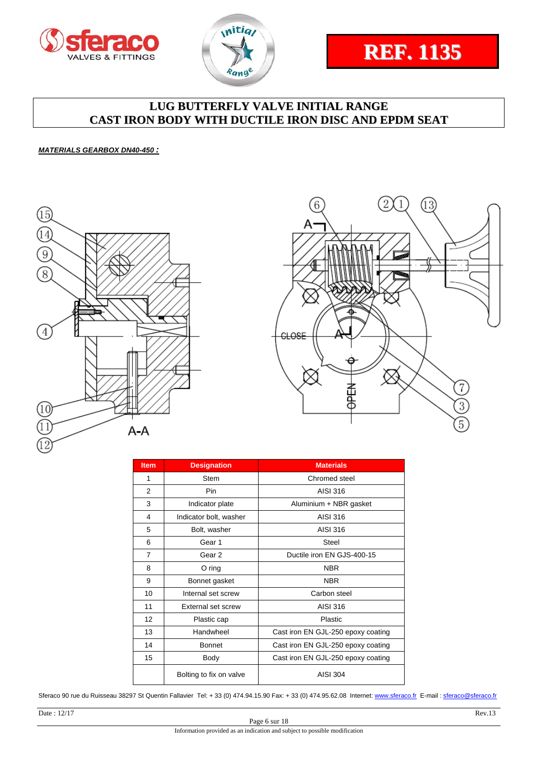REF. 1135

# LUG BUTTERFLY VALVE INITIAL RANGE
# CAST IRON BODY WITH DUCTILE IRON DISC AND EPDM SEAT

***MATERIALS GEARBOX DN40-450 :***

| Item | Designation | Materials |
|---|---|---|
| 1 | Stem | Chromed steel |
| 2 | Pin | AISI 316 |
| 3 | Indicator plate | Aluminium + NBR gasket |
| 4 | Indicator bolt, washer | AISI 316 |
| 5 | Bolt, washer | AISI 316 |
| 6 | Gear 1 | Steel |
| 7 | Gear 2 | Ductile iron EN GJS-400-15 |
| 8 | O ring | NBR |
| 9 | Bonnet gasket | NBR |
| 10 | Internal set screw | Carbon steel |
| 11 | External set screw | AISI 316 |
| 12 | Plastic cap | Plastic |
| 13 | Handwheel | Cast iron EN GJL-250 epoxy coating |
| 14 | Bonnet | Cast iron EN GJL-250 epoxy coating |
| 15 | Body | Cast iron EN GJL-250 epoxy coating |
| | Bolting to fix on valve | AISI 304 |

Sferaco 90 rue du Ruisseau 38297 St Quentin Fallavier Tel: + 33 (0) 474.94.15.90 Fax: + 33 (0) 474.95.62.08 Internet: www.sferaco.fr E-mail : sferaco@sferaco.fr

Date : 12/17 Rev.13

Information provided as an indication and subject to possible modification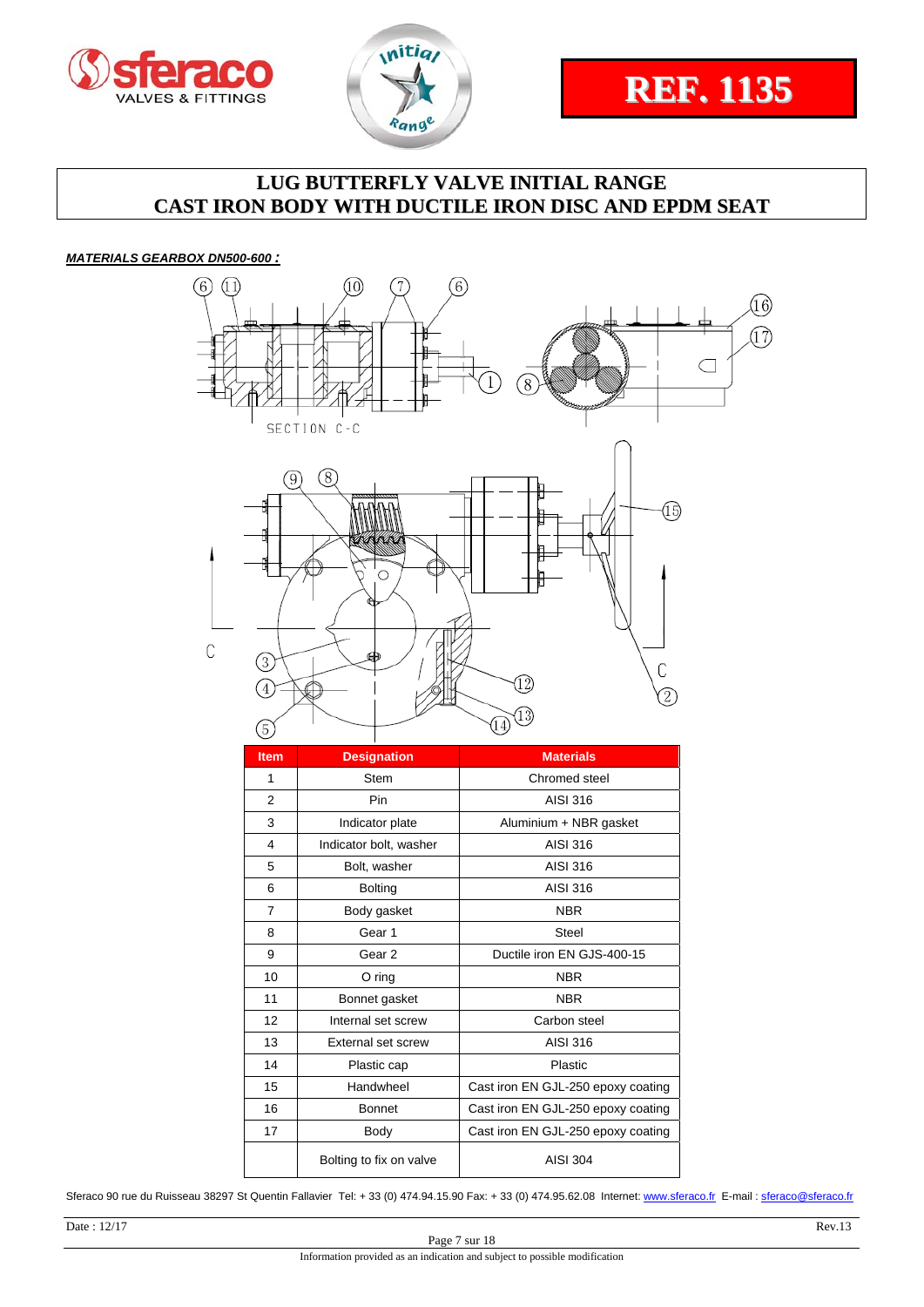REF. 1135

# LUG BUTTERFLY VALVE INITIAL RANGE
# CAST IRON BODY WITH DUCTILE IRON DISC AND EPDM SEAT

***MATERIALS GEARBOX DN500-600 :***

SECTION C-C

| Item | Designation | Materials |
|---|---|---|
| 1 | Stem | Chromed steel |
| 2 | Pin | AISI 316 |
| 3 | Indicator plate | Aluminium + NBR gasket |
| 4 | Indicator bolt, washer | AISI 316 |
| 5 | Bolt, washer | AISI 316 |
| 6 | Bolting | AISI 316 |
| 7 | Body gasket | NBR |
| 8 | Gear 1 | Steel |
| 9 | Gear 2 | Ductile iron EN GJS-400-15 |
| 10 | O ring | NBR |
| 11 | Bonnet gasket | NBR |
| 12 | Internal set screw | Carbon steel |
| 13 | External set screw | AISI 316 |
| 14 | Plastic cap | Plastic |
| 15 | Handwheel | Cast iron EN GJL-250 epoxy coating |
| 16 | Bonnet | Cast iron EN GJL-250 epoxy coating |
| 17 | Body | Cast iron EN GJL-250 epoxy coating |
| | Bolting to fix on valve | AISI 304 |

Sferaco 90 rue du Ruisseau 38297 St Quentin Fallavier Tel: + 33 (0) 474.94.15.90 Fax: + 33 (0) 474.95.62.08 Internet: www.sferaco.fr E-mail : sferaco@sferaco.fr

Date : 12/17 Rev.13

Information provided as an indication and subject to possible modification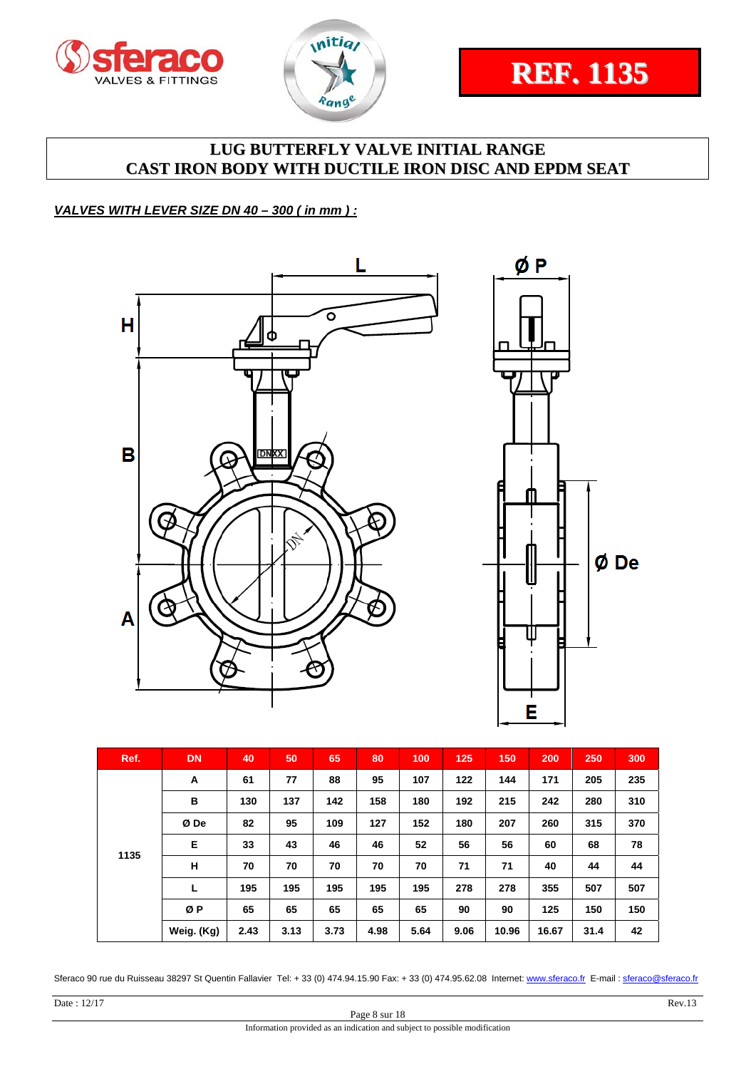# REF. 1135

## LUG BUTTERFLY VALVE INITIAL RANGE
## CAST IRON BODY WITH DUCTILE IRON DISC AND EPDM SEAT

***VALVES WITH LEVER SIZE DN 40 – 300 ( in mm ) :***

| Ref. | DN | 40 | 50 | 65 | 80 | 100 | 125 | 150 | 200 | 250 | 300 |
|---|---|---|---|---|---|---|---|---|---|---|---|
| 1135 | A | 61 | 77 | 88 | 95 | 107 | 122 | 144 | 171 | 205 | 235 |
| | B | 130 | 137 | 142 | 158 | 180 | 192 | 215 | 242 | 280 | 310 |
| | Ø De | 82 | 95 | 109 | 127 | 152 | 180 | 207 | 260 | 315 | 370 |
| | E | 33 | 43 | 46 | 46 | 52 | 56 | 56 | 60 | 68 | 78 |
| | H | 70 | 70 | 70 | 70 | 70 | 71 | 71 | 40 | 44 | 44 |
| | L | 195 | 195 | 195 | 195 | 195 | 278 | 278 | 355 | 507 | 507 |
| | Ø P | 65 | 65 | 65 | 65 | 65 | 90 | 90 | 125 | 150 | 150 |
| | Weig. (Kg) | 2.43 | 3.13 | 3.73 | 4.98 | 5.64 | 9.06 | 10.96 | 16.67 | 31.4 | 42 |

Sferaco 90 rue du Ruisseau 38297 St Quentin Fallavier Tel: + 33 (0) 474.94.15.90 Fax: + 33 (0) 474.95.62.08 Internet: www.sferaco.fr E-mail : sferaco@sferaco.fr

Date : 12/17 Rev.13

Information provided as an indication and subject to possible modification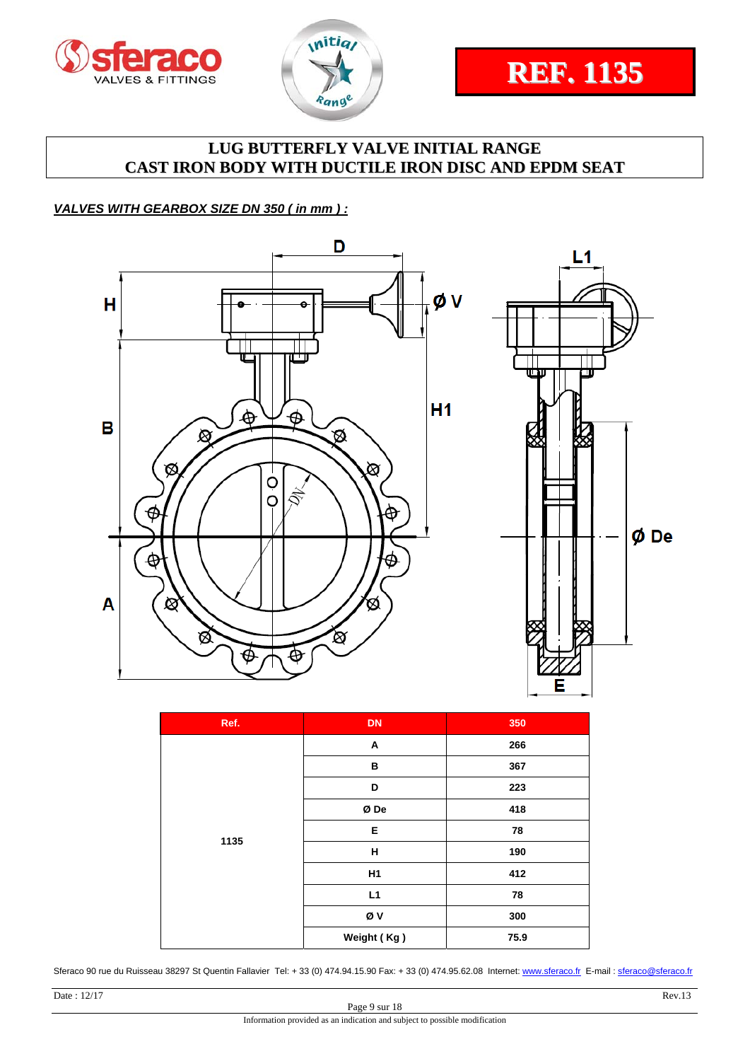sferaco VALVES & FITTINGS

Initial Range

**REF. 1135**

# LUG BUTTERFLY VALVE INITIAL RANGE
# CAST IRON BODY WITH DUCTILE IRON DISC AND EPDM SEAT

***VALVES WITH GEARBOX SIZE DN 350 ( in mm ) :***

| Ref. | DN | 350 |
|---|---|---|
| 1135 | A | 266 |
| | B | 367 |
| | D | 223 |
| | Ø De | 418 |
| | E | 78 |
| | H | 190 |
| | H1 | 412 |
| | L1 | 78 |
| | Ø V | 300 |
| | Weight ( Kg ) | 75.9 |

Sferaco 90 rue du Ruisseau 38297 St Quentin Fallavier Tel: + 33 (0) 474.94.15.90 Fax: + 33 (0) 474.95.62.08 Internet: www.sferaco.fr E-mail : sferaco@sferaco.fr

Date : 12/17 Rev.13

Information provided as an indication and subject to possible modification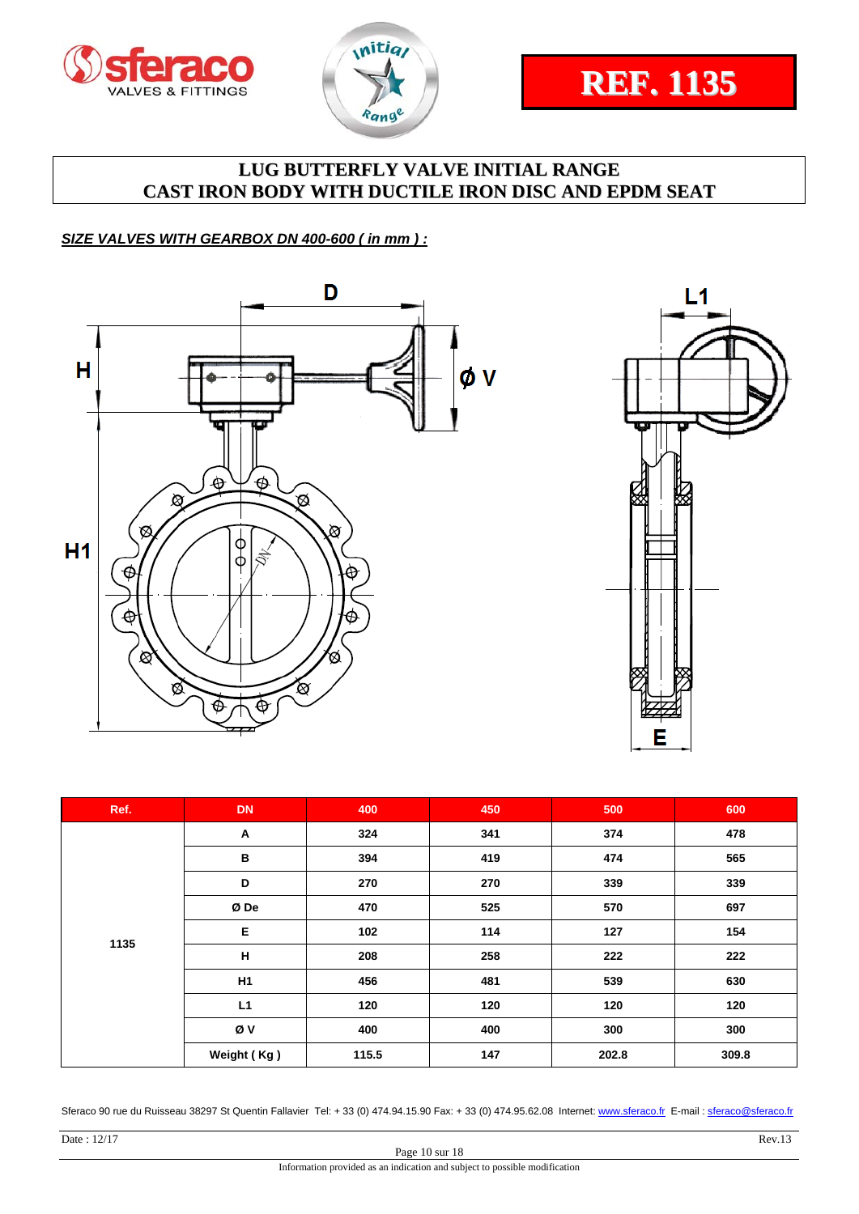REF. 1135

# LUG BUTTERFLY VALVE INITIAL RANGE
# CAST IRON BODY WITH DUCTILE IRON DISC AND EPDM SEAT

***SIZE VALVES WITH GEARBOX DN 400-600 ( in mm ) :***

| Ref. | DN | 400 | 450 | 500 | 600 |
|---|---|---|---|---|---|
| 1135 | A | 324 | 341 | 374 | 478 |
| | B | 394 | 419 | 474 | 565 |
| | D | 270 | 270 | 339 | 339 |
| | Ø De | 470 | 525 | 570 | 697 |
| | E | 102 | 114 | 127 | 154 |
| | H | 208 | 258 | 222 | 222 |
| | H1 | 456 | 481 | 539 | 630 |
| | L1 | 120 | 120 | 120 | 120 |
| | Ø V | 400 | 400 | 300 | 300 |
| | Weight ( Kg ) | 115.5 | 147 | 202.8 | 309.8 |

Sferaco 90 rue du Ruisseau 38297 St Quentin Fallavier Tel: + 33 (0) 474.94.15.90 Fax: + 33 (0) 474.95.62.08 Internet: www.sferaco.fr E-mail : sferaco@sferaco.fr

Date : 12/17 Rev.13

Information provided as an indication and subject to possible modification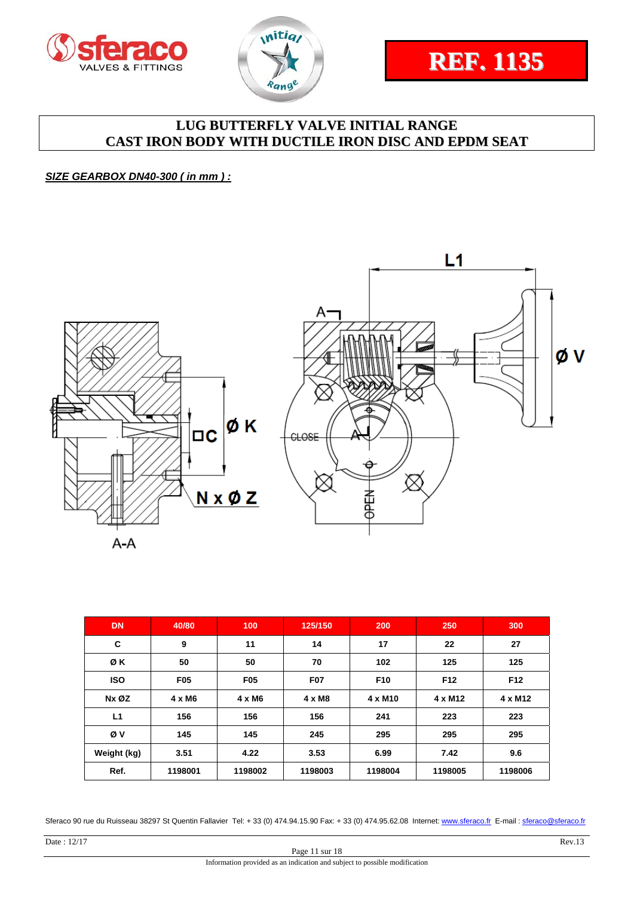REF. 1135

# LUG BUTTERFLY VALVE INITIAL RANGE
# CAST IRON BODY WITH DUCTILE IRON DISC AND EPDM SEAT

***SIZE GEARBOX DN40-300 ( in mm ) :***

| DN | 40/80 | 100 | 125/150 | 200 | 250 | 300 |
|---|---|---|---|---|---|---|
| C | 9 | 11 | 14 | 17 | 22 | 27 |
| Ø K | 50 | 50 | 70 | 102 | 125 | 125 |
| ISO | F05 | F05 | F07 | F10 | F12 | F12 |
| Nx ØZ | 4 x M6 | 4 x M6 | 4 x M8 | 4 x M10 | 4 x M12 | 4 x M12 |
| L1 | 156 | 156 | 156 | 241 | 223 | 223 |
| Ø V | 145 | 145 | 245 | 295 | 295 | 295 |
| Weight (kg) | 3.51 | 4.22 | 3.53 | 6.99 | 7.42 | 9.6 |
| Ref. | 1198001 | 1198002 | 1198003 | 1198004 | 1198005 | 1198006 |

Sferaco 90 rue du Ruisseau 38297 St Quentin Fallavier Tel: + 33 (0) 474.94.15.90 Fax: + 33 (0) 474.95.62.08 Internet: www.sferaco.fr E-mail : sferaco@sferaco.fr

Date : 12/17 Rev.13

Information provided as an indication and subject to possible modification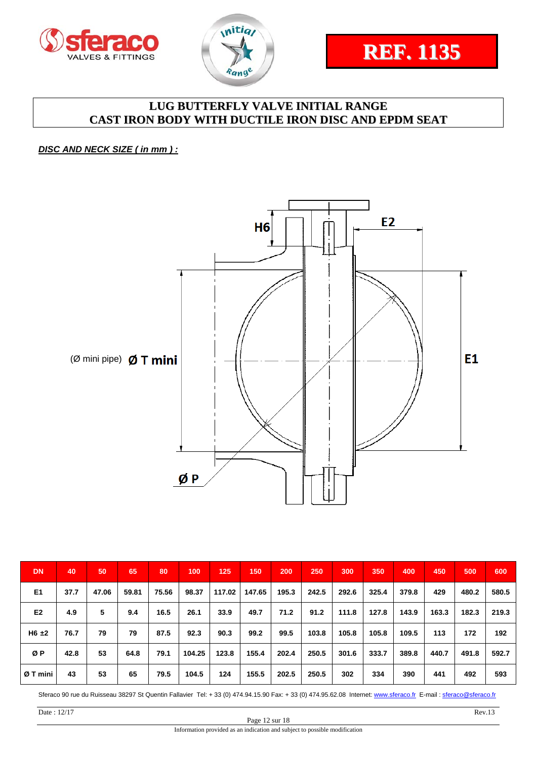REF. 1135

# LUG BUTTERFLY VALVE INITIAL RANGE
## CAST IRON BODY WITH DUCTILE IRON DISC AND EPDM SEAT

***DISC AND NECK SIZE ( in mm ) :***

H6

E2

E1

(Ø mini pipe) **Ø T mini**

**Ø P**

| DN | 40 | 50 | 65 | 80 | 100 | 125 | 150 | 200 | 250 | 300 | 350 | 400 | 450 | 500 | 600 |
|---|---|---|---|---|---|---|---|---|---|---|---|---|---|---|---|
| E1 | 37.7 | 47.06 | 59.81 | 75.56 | 98.37 | 117.02 | 147.65 | 195.3 | 242.5 | 292.6 | 325.4 | 379.8 | 429 | 480.2 | 580.5 |
| E2 | 4.9 | 5 | 9.4 | 16.5 | 26.1 | 33.9 | 49.7 | 71.2 | 91.2 | 111.8 | 127.8 | 143.9 | 163.3 | 182.3 | 219.3 |
| H6 ±2 | 76.7 | 79 | 79 | 87.5 | 92.3 | 90.3 | 99.2 | 99.5 | 103.8 | 105.8 | 105.8 | 109.5 | 113 | 172 | 192 |
| Ø P | 42.8 | 53 | 64.8 | 79.1 | 104.25 | 123.8 | 155.4 | 202.4 | 250.5 | 301.6 | 333.7 | 389.8 | 440.7 | 491.8 | 592.7 |
| Ø T mini | 43 | 53 | 65 | 79.5 | 104.5 | 124 | 155.5 | 202.5 | 250.5 | 302 | 334 | 390 | 441 | 492 | 593 |

Sferaco 90 rue du Ruisseau 38297 St Quentin Fallavier Tel: + 33 (0) 474.94.15.90 Fax: + 33 (0) 474.95.62.08 Internet: www.sferaco.fr E-mail : sferaco@sferaco.fr

Date : 12/17 Rev.13

Information provided as an indication and subject to possible modification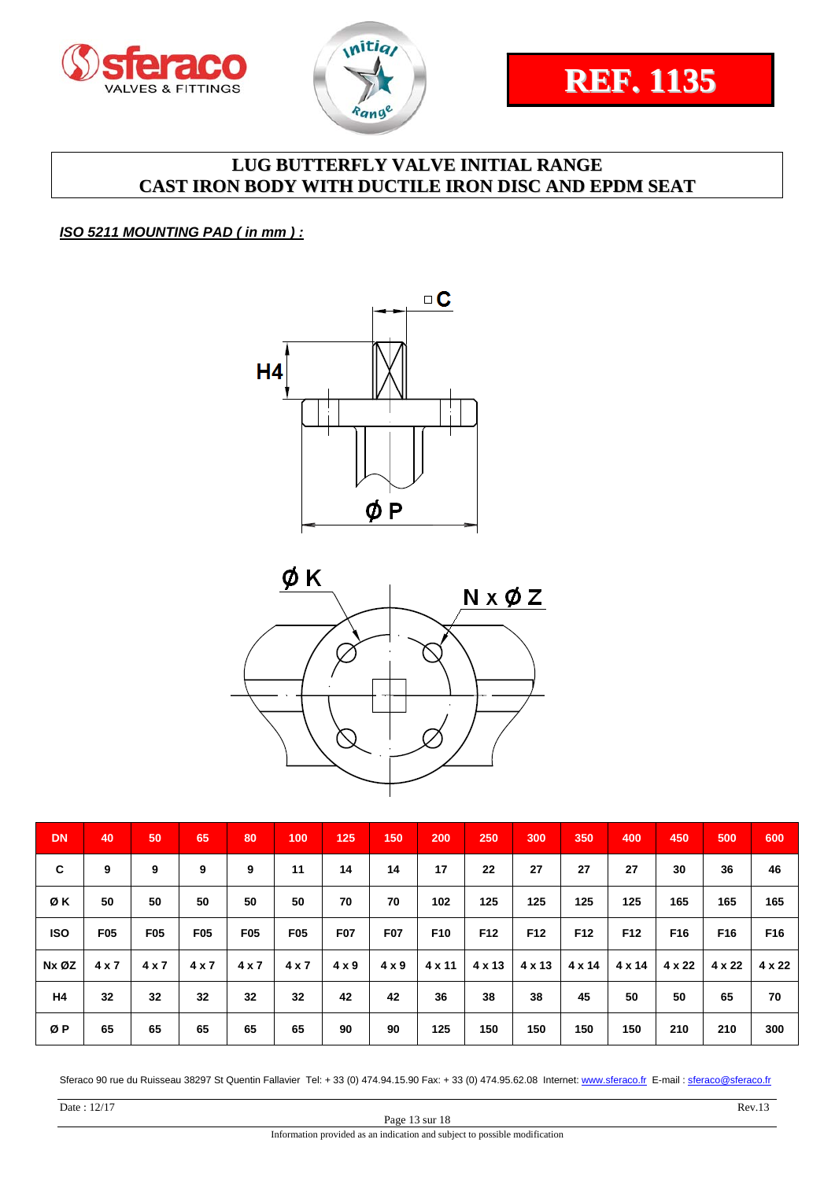REF. 1135

# LUG BUTTERFLY VALVE INITIAL RANGE
# CAST IRON BODY WITH DUCTILE IRON DISC AND EPDM SEAT

***ISO 5211 MOUNTING PAD ( in mm ) :***

| DN | 40 | 50 | 65 | 80 | 100 | 125 | 150 | 200 | 250 | 300 | 350 | 400 | 450 | 500 | 600 |
|---|---|---|---|---|---|---|---|---|---|---|---|---|---|---|---|
| C | 9 | 9 | 9 | 9 | 11 | 14 | 14 | 17 | 22 | 27 | 27 | 27 | 30 | 36 | 46 |
| Ø K | 50 | 50 | 50 | 50 | 50 | 70 | 70 | 102 | 125 | 125 | 125 | 125 | 165 | 165 | 165 |
| ISO | F05 | F05 | F05 | F05 | F05 | F07 | F07 | F10 | F12 | F12 | F12 | F12 | F16 | F16 | F16 |
| Nx ØZ | 4 x 7 | 4 x 7 | 4 x 7 | 4 x 7 | 4 x 7 | 4 x 9 | 4 x 9 | 4 x 11 | 4 x 13 | 4 x 13 | 4 x 14 | 4 x 14 | 4 x 22 | 4 x 22 | 4 x 22 |
| H4 | 32 | 32 | 32 | 32 | 32 | 42 | 42 | 36 | 38 | 38 | 45 | 50 | 50 | 65 | 70 |
| Ø P | 65 | 65 | 65 | 65 | 65 | 90 | 90 | 125 | 150 | 150 | 150 | 150 | 210 | 210 | 300 |

Sferaco 90 rue du Ruisseau 38297 St Quentin Fallavier Tel: + 33 (0) 474.94.15.90 Fax: + 33 (0) 474.95.62.08 Internet: www.sferaco.fr E-mail : sferaco@sferaco.fr

Date : 12/17 Rev.13

Information provided as an indication and subject to possible modification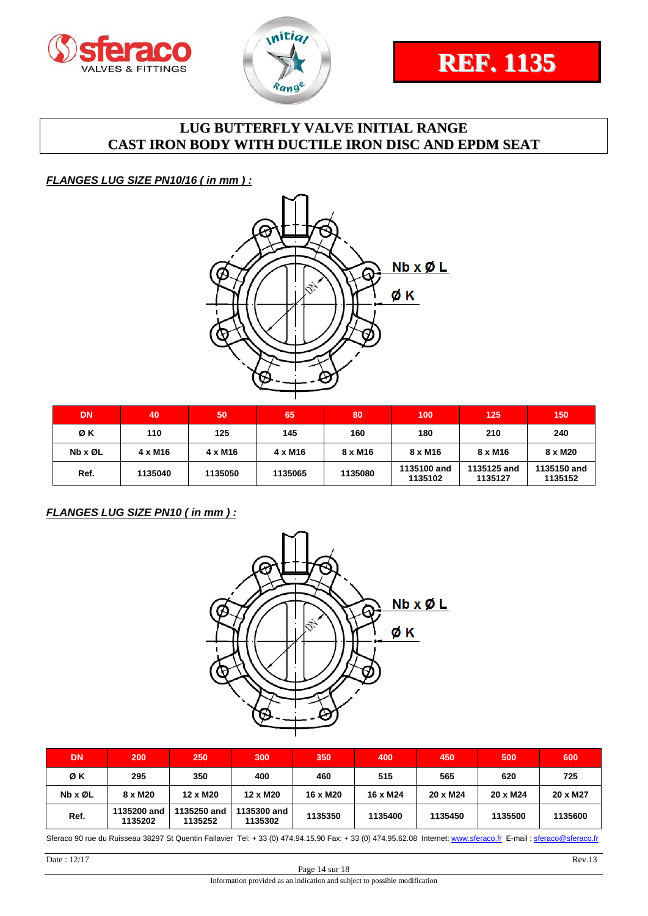REF. 1135

# LUG BUTTERFLY VALVE INITIAL RANGE
# CAST IRON BODY WITH DUCTILE IRON DISC AND EPDM SEAT

***FLANGES LUG SIZE PN10/16 ( in mm ) :***

Nb x Ø L

Ø K

| DN | 40 | 50 | 65 | 80 | 100 | 125 | 150 |
|---|---|---|---|---|---|---|---|
| Ø K | 110 | 125 | 145 | 160 | 180 | 210 | 240 |
| Nb x ØL | 4 x M16 | 4 x M16 | 4 x M16 | 8 x M16 | 8 x M16 | 8 x M16 | 8 x M20 |
| Ref. | 1135040 | 1135050 | 1135065 | 1135080 | 1135100 and 1135102 | 1135125 and 1135127 | 1135150 and 1135152 |

***FLANGES LUG SIZE PN10 ( in mm ) :***

Nb x Ø L

Ø K

| DN | 200 | 250 | 300 | 350 | 400 | 450 | 500 | 600 |
|---|---|---|---|---|---|---|---|---|
| Ø K | 295 | 350 | 400 | 460 | 515 | 565 | 620 | 725 |
| Nb x ØL | 8 x M20 | 12 x M20 | 12 x M20 | 16 x M20 | 16 x M24 | 20 x M24 | 20 x M24 | 20 x M27 |
| Ref. | 1135200 and 1135202 | 1135250 and 1135252 | 1135300 and 1135302 | 1135350 | 1135400 | 1135450 | 1135500 | 1135600 |

Sferaco 90 rue du Ruisseau 38297 St Quentin Fallavier Tel: + 33 (0) 474.94.15.90 Fax: + 33 (0) 474.95.62.08 Internet: www.sferaco.fr E-mail : sferaco@sferaco.fr

Date : 12/17 Rev.13

Information provided as an indication and subject to possible modification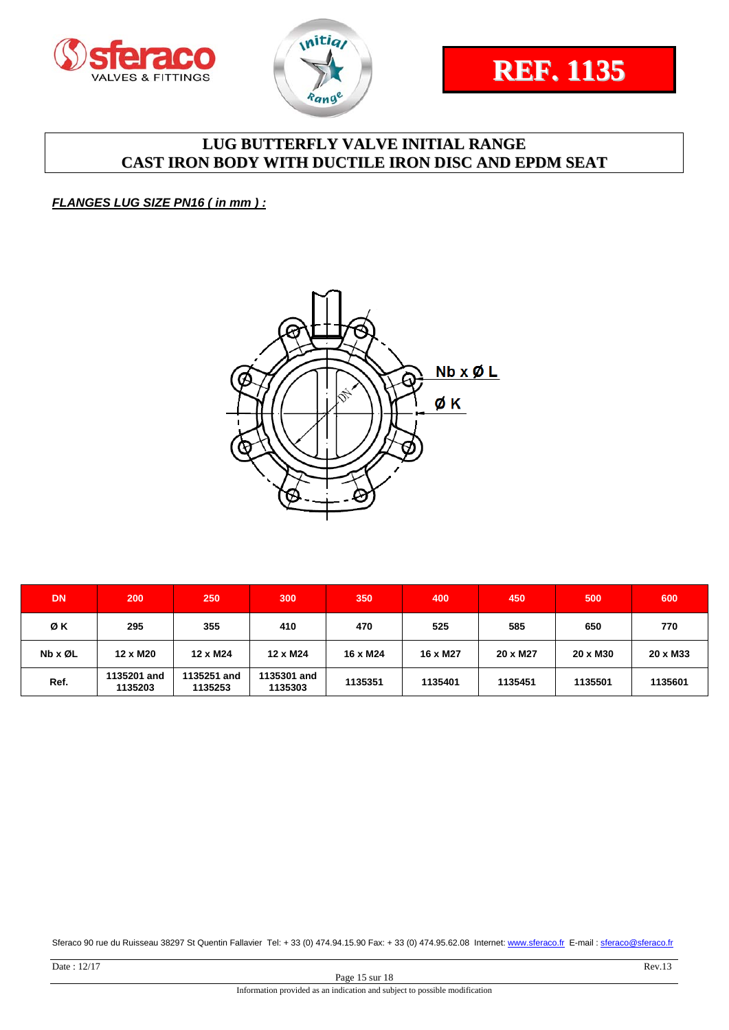**REF. 1135**

# LUG BUTTERFLY VALVE INITIAL RANGE
# CAST IRON BODY WITH DUCTILE IRON DISC AND EPDM SEAT

***FLANGES LUG SIZE PN16 ( in mm ) :***

Nb x Ø L

Ø K

| DN | 200 | 250 | 300 | 350 | 400 | 450 | 500 | 600 |
|---|---|---|---|---|---|---|---|---|
| Ø K | 295 | 355 | 410 | 470 | 525 | 585 | 650 | 770 |
| Nb x ØL | 12 x M20 | 12 x M24 | 12 x M24 | 16 x M24 | 16 x M27 | 20 x M27 | 20 x M30 | 20 x M33 |
| Ref. | 1135201 and 1135203 | 1135251 and 1135253 | 1135301 and 1135303 | 1135351 | 1135401 | 1135451 | 1135501 | 1135601 |

Sferaco 90 rue du Ruisseau 38297 St Quentin Fallavier Tel: + 33 (0) 474.94.15.90 Fax: + 33 (0) 474.95.62.08 Internet: www.sferaco.fr E-mail : sferaco@sferaco.fr

Date : 12/17 Rev.13

Information provided as an indication and subject to possible modification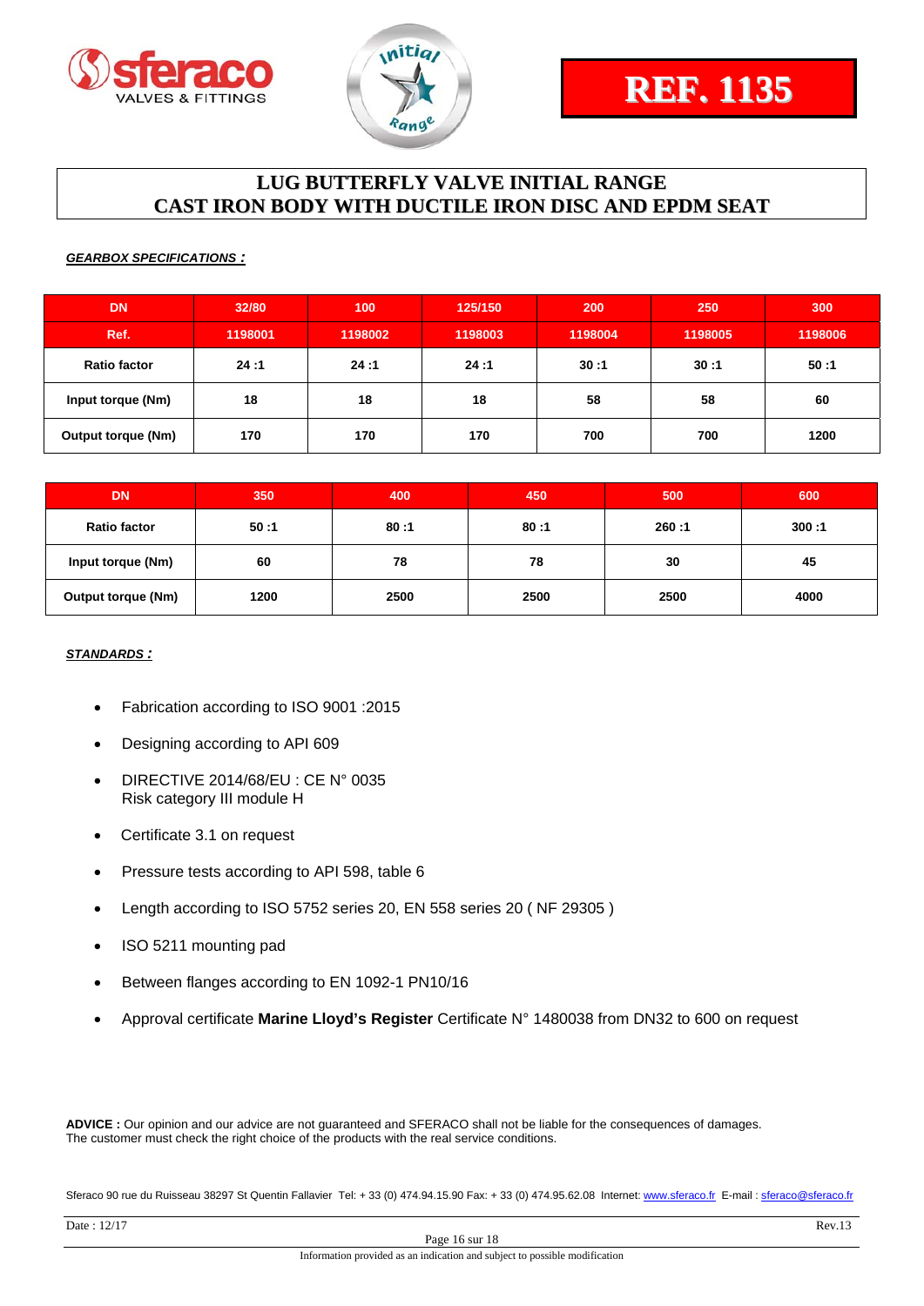REF. 1135

# LUG BUTTERFLY VALVE INITIAL RANGE
# CAST IRON BODY WITH DUCTILE IRON DISC AND EPDM SEAT

***GEARBOX SPECIFICATIONS :***

| DN | 32/80 | 100 | 125/150 | 200 | 250 | 300 |
|---|---|---|---|---|---|---|
| Ref. | 1198001 | 1198002 | 1198003 | 1198004 | 1198005 | 1198006 |
| Ratio factor | 24 :1 | 24 :1 | 24 :1 | 30 :1 | 30 :1 | 50 :1 |
| Input torque (Nm) | 18 | 18 | 18 | 58 | 58 | 60 |
| Output torque (Nm) | 170 | 170 | 170 | 700 | 700 | 1200 |

| DN | 350 | 400 | 450 | 500 | 600 |
|---|---|---|---|---|---|
| Ratio factor | 50 :1 | 80 :1 | 80 :1 | 260 :1 | 300 :1 |
| Input torque (Nm) | 60 | 78 | 78 | 30 | 45 |
| Output torque (Nm) | 1200 | 2500 | 2500 | 2500 | 4000 |

***STANDARDS :***

- Fabrication according to ISO 9001 :2015
- Designing according to API 609
- DIRECTIVE 2014/68/EU : CE N° 0035
  Risk category III module H
- Certificate 3.1 on request
- Pressure tests according to API 598, table 6
- Length according to ISO 5752 series 20, EN 558 series 20 ( NF 29305 )
- ISO 5211 mounting pad
- Between flanges according to EN 1092-1 PN10/16
- Approval certificate **Marine Lloyd's Register** Certificate N° 1480038 from DN32 to 600 on request

**ADVICE :** Our opinion and our advice are not guaranteed and SFERACO shall not be liable for the consequences of damages.
The customer must check the right choice of the products with the real service conditions.

Sferaco 90 rue du Ruisseau 38297 St Quentin Fallavier Tel: + 33 (0) 474.94.15.90 Fax: + 33 (0) 474.95.62.08 Internet: www.sferaco.fr E-mail : sferaco@sferaco.fr

Date : 12/17 Rev.13

Information provided as an indication and subject to possible modification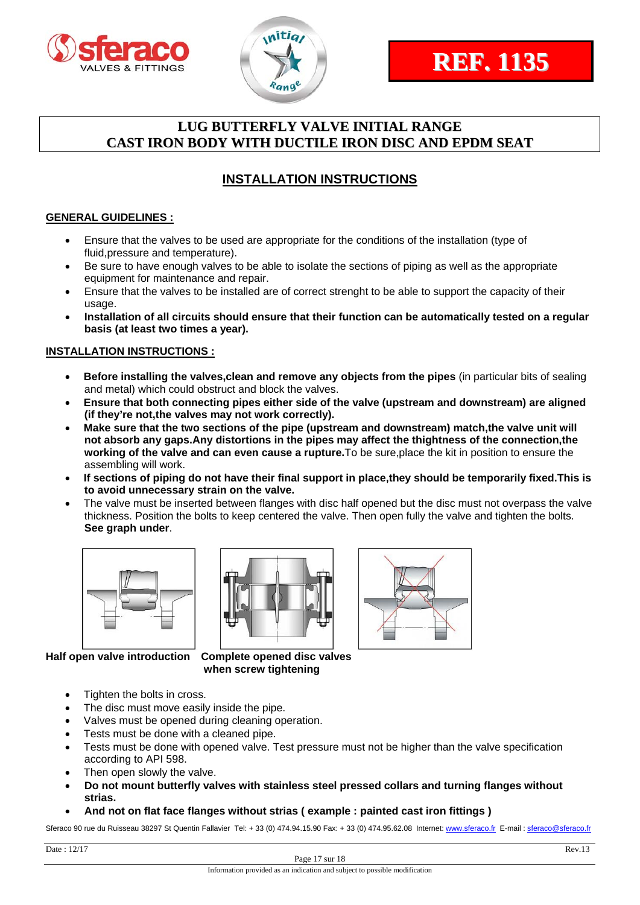REF. 1135

**LUG BUTTERFLY VALVE INITIAL RANGE**
**CAST IRON BODY WITH DUCTILE IRON DISC AND EPDM SEAT**

## INSTALLATION INSTRUCTIONS

### GENERAL GUIDELINES :

- Ensure that the valves to be used are appropriate for the conditions of the installation (type of fluid,pressure and temperature).
- Be sure to have enough valves to be able to isolate the sections of piping as well as the appropriate equipment for maintenance and repair.
- Ensure that the valves to be installed are of correct strenght to be able to support the capacity of their usage.
- **Installation of all circuits should ensure that their function can be automatically tested on a regular basis (at least two times a year).**

### INSTALLATION INSTRUCTIONS :

- **Before installing the valves,clean and remove any objects from the pipes** (in particular bits of sealing and metal) which could obstruct and block the valves.
- **Ensure that both connecting pipes either side of the valve (upstream and downstream) are aligned (if they're not,the valves may not work correctly).**
- **Make sure that the two sections of the pipe (upstream and downstream) match,the valve unit will not absorb any gaps.Any distortions in the pipes may affect the thightness of the connection,the working of the valve and can even cause a rupture.**To be sure,place the kit in position to ensure the assembling will work.
- **If sections of piping do not have their final support in place,they should be temporarily fixed.This is to avoid unnecessary strain on the valve.**
- The valve must be inserted between flanges with disc half opened but the disc must not overpass the valve thickness. Position the bolts to keep centered the valve. Then open fully the valve and tighten the bolts. **See graph under**.

**Half open valve introduction** **Complete opened disc valves when screw tightening**

- Tighten the bolts in cross.
- The disc must move easily inside the pipe.
- Valves must be opened during cleaning operation.
- Tests must be done with a cleaned pipe.
- Tests must be done with opened valve. Test pressure must not be higher than the valve specification according to API 598.
- Then open slowly the valve.
- **Do not mount butterfly valves with stainless steel pressed collars and turning flanges without strias.**
- **And not on flat face flanges without strias ( example : painted cast iron fittings )**

Sferaco 90 rue du Ruisseau 38297 St Quentin Fallavier Tel: + 33 (0) 474.94.15.90 Fax: + 33 (0) 474.95.62.08 Internet: www.sferaco.fr E-mail : sferaco@sferaco.fr

Date : 12/17 Rev.13

Information provided as an indication and subject to possible modification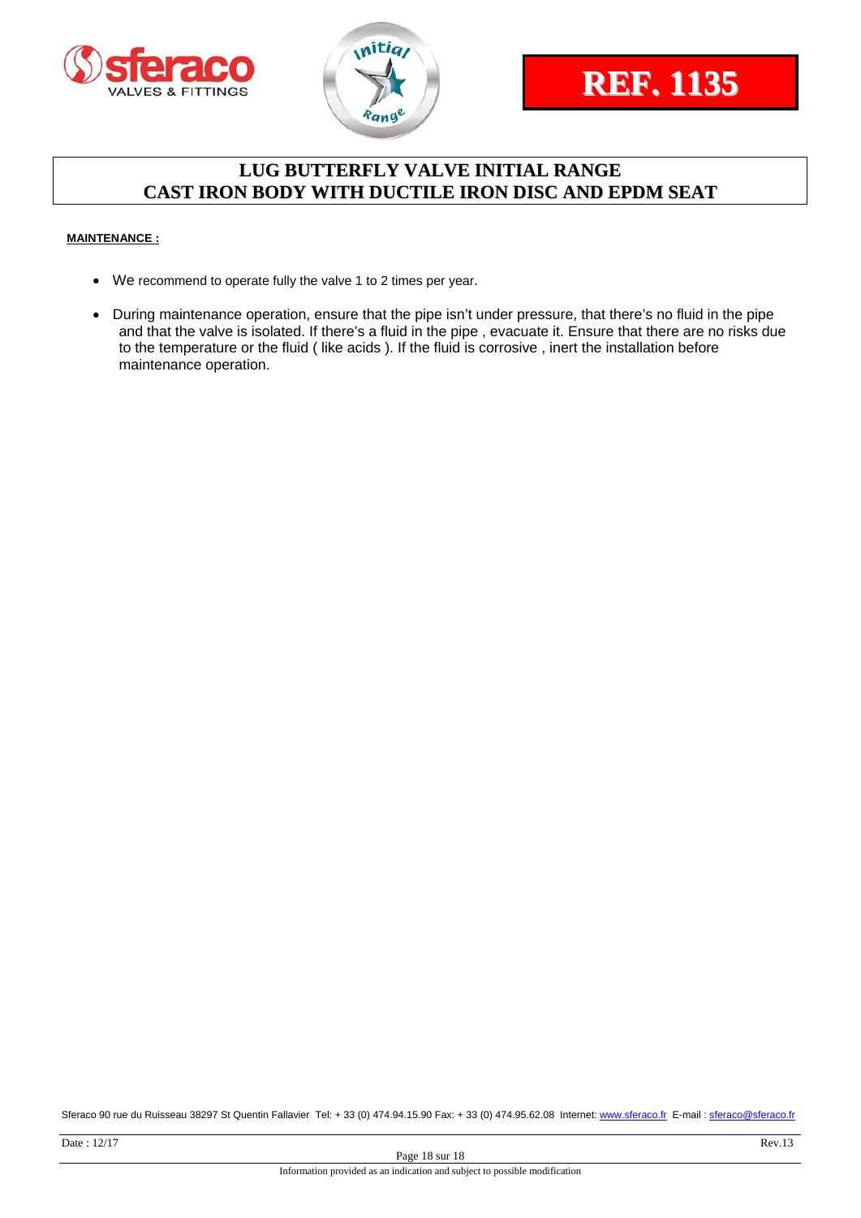REF. 1135

# LUG BUTTERFLY VALVE INITIAL RANGE
# CAST IRON BODY WITH DUCTILE IRON DISC AND EPDM SEAT

**MAINTENANCE :**

- We recommend to operate fully the valve 1 to 2 times per year.
- During maintenance operation, ensure that the pipe isn't under pressure, that there's no fluid in the pipe and that the valve is isolated. If there's a fluid in the pipe , evacuate it. Ensure that there are no risks due to the temperature or the fluid ( like acids ). If the fluid is corrosive , inert the installation before maintenance operation.